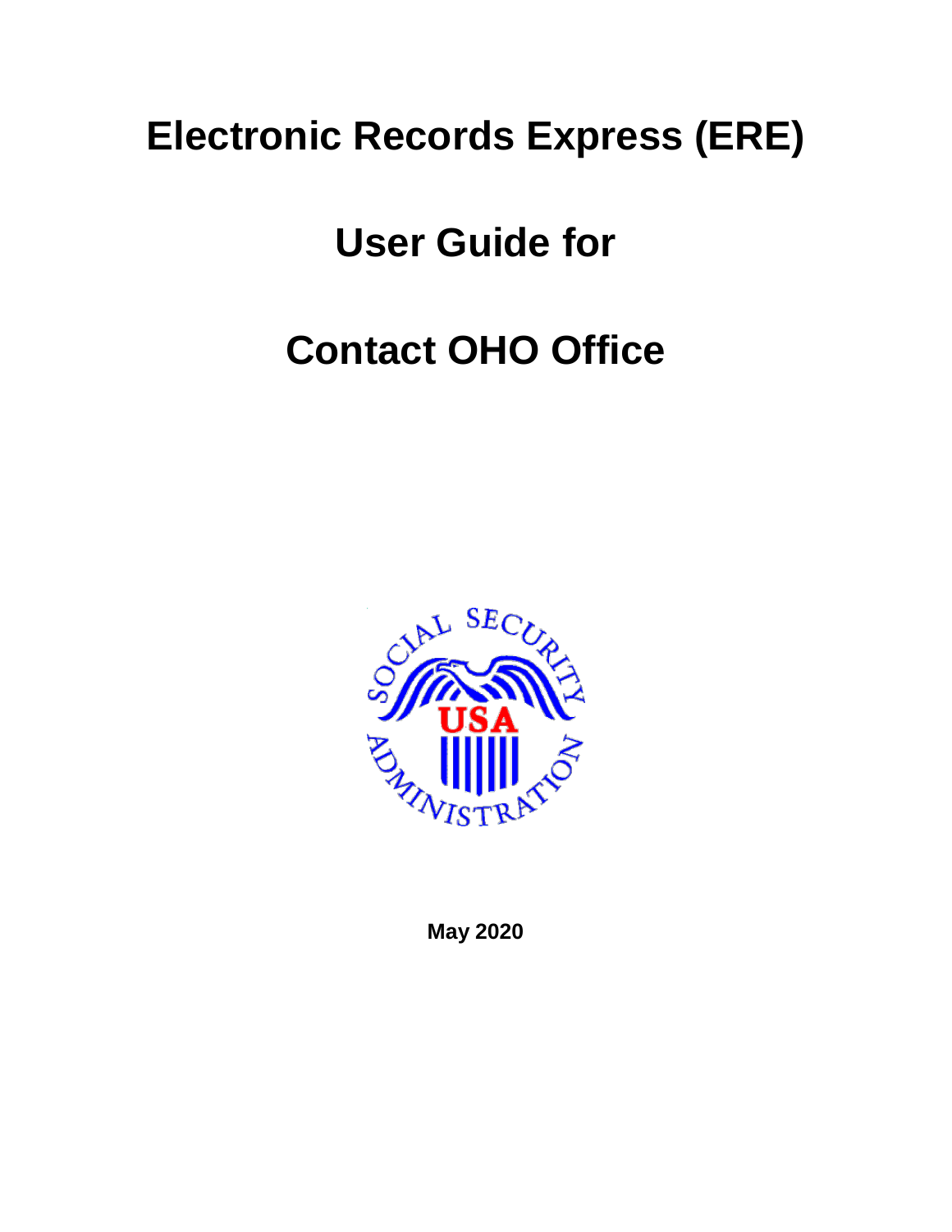# Electronic Records Express (ERE)

# User Guide for

# Contact OHO Office

**May 2020**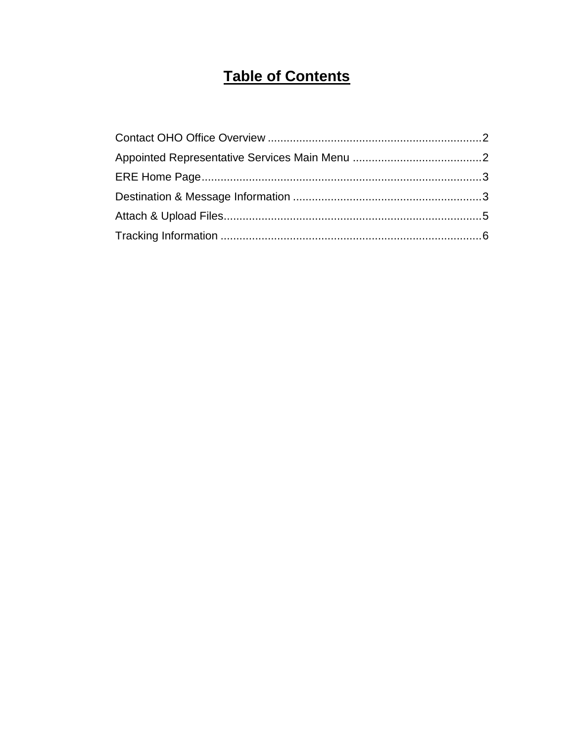# Table of Contents

Contact OHO Office Overview .................................................................... 2

Appointed Representative Services Main Menu ......................................... 2

ERE Home Page ........................................................................................ 3

Destination & Message Information ............................................................ 3

Attach & Upload Files .................................................................................. 5

Tracking Information ................................................................................... 6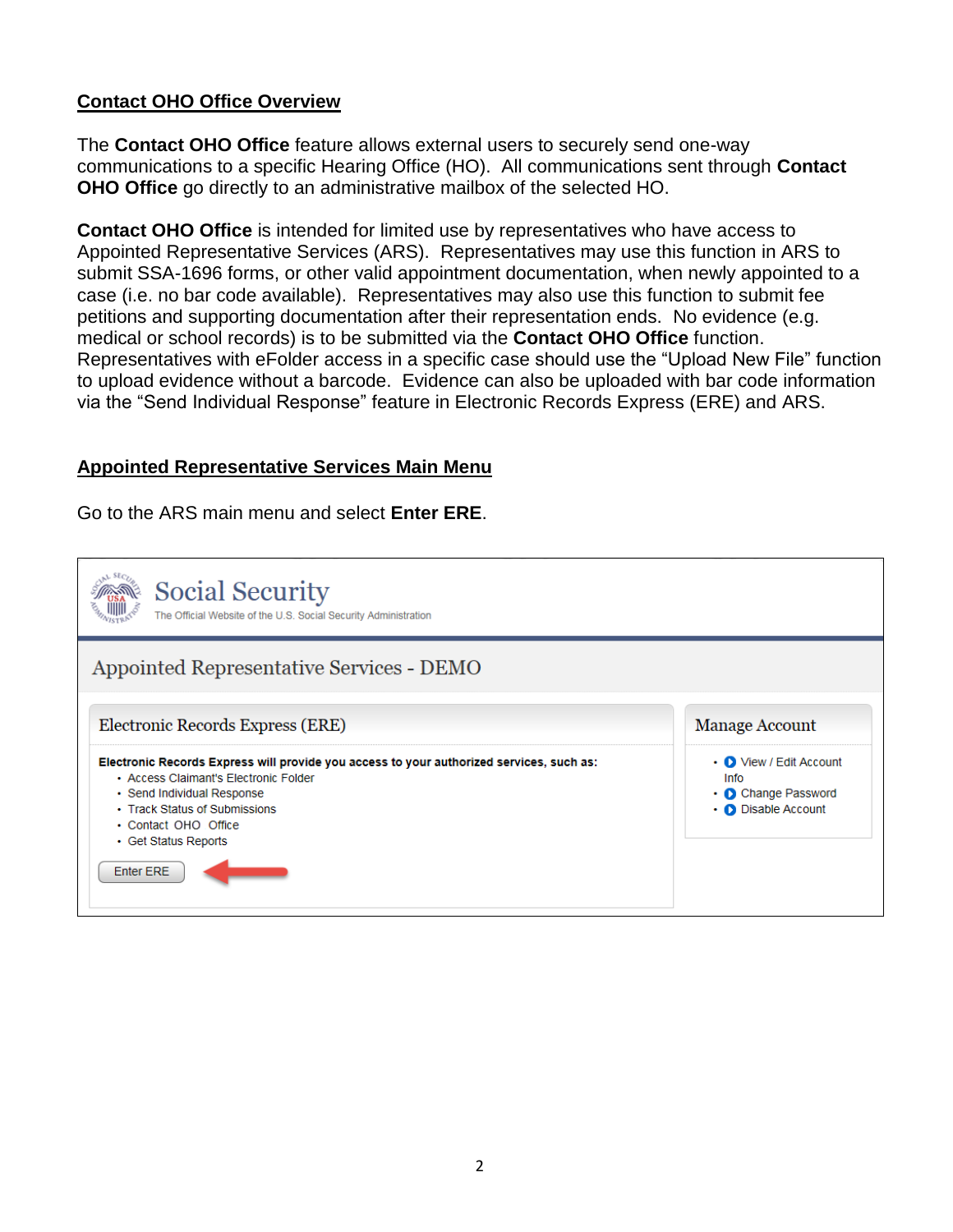## Contact OHO Office Overview

The **Contact OHO Office** feature allows external users to securely send one-way communications to a specific Hearing Office (HO). All communications sent through **Contact OHO Office** go directly to an administrative mailbox of the selected HO.

**Contact OHO Office** is intended for limited use by representatives who have access to Appointed Representative Services (ARS). Representatives may use this function in ARS to submit SSA-1696 forms, or other valid appointment documentation, when newly appointed to a case (i.e. no bar code available). Representatives may also use this function to submit fee petitions and supporting documentation after their representation ends. No evidence (e.g. medical or school records) is to be submitted via the **Contact OHO Office** function. Representatives with eFolder access in a specific case should use the "Upload New File" function to upload evidence without a barcode. Evidence can also be uploaded with bar code information via the "Send Individual Response" feature in Electronic Records Express (ERE) and ARS.

## Appointed Representative Services Main Menu

Go to the ARS main menu and select **Enter ERE**.

Social Security
The Official Website of the U.S. Social Security Administration

Appointed Representative Services - DEMO

**Electronic Records Express (ERE)**

**Electronic Records Express will provide you access to your authorized services, such as:**

- Access Claimant's Electronic Folder
- Send Individual Response
- Track Status of Submissions
- Contact OHO Office
- Get Status Reports

Enter ERE

**Manage Account**

- View / Edit Account Info
- Change Password
- Disable Account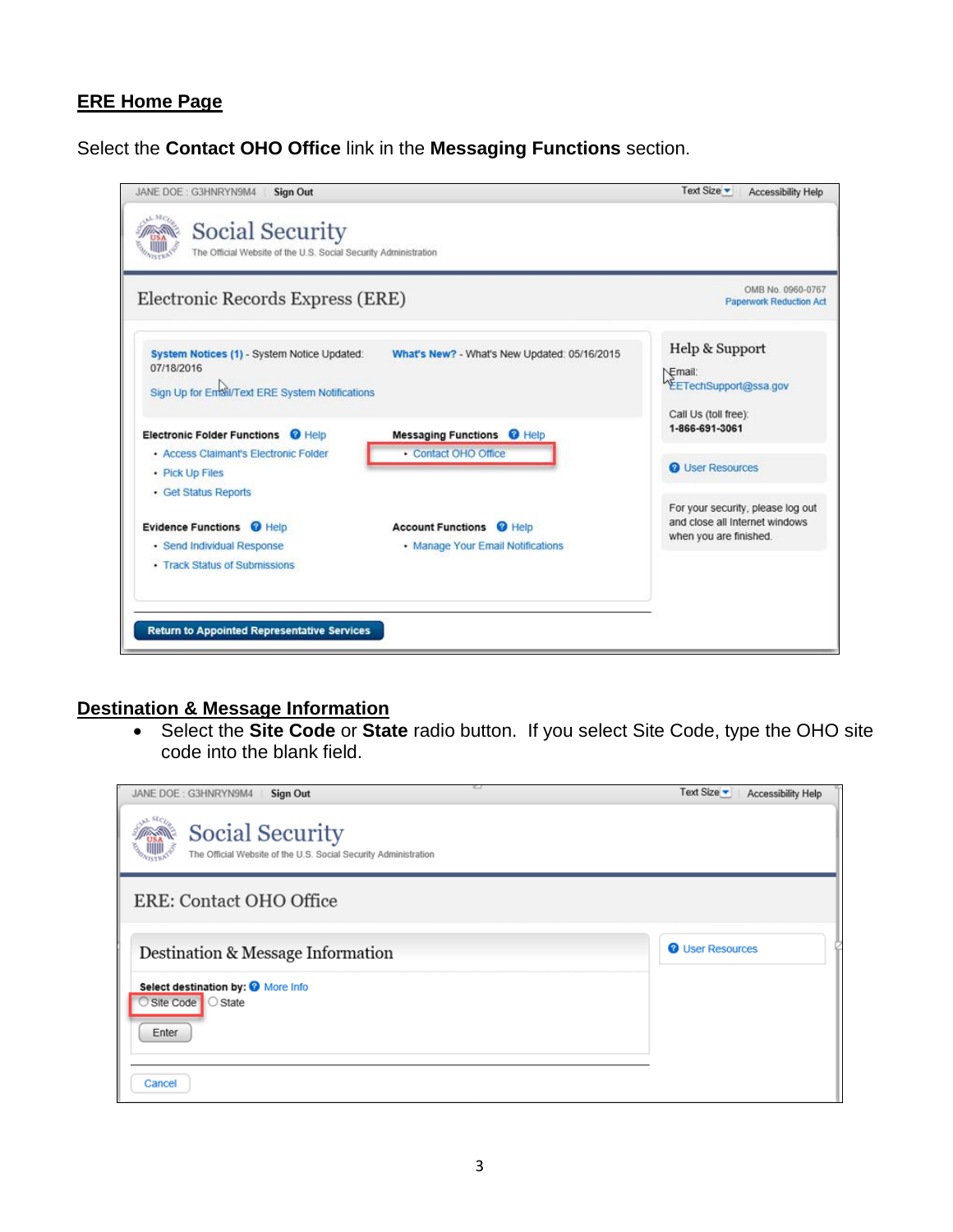**ERE Home Page**

Select the **Contact OHO Office** link in the **Messaging Functions** section.

JANE DOE : G3HNRYN9M4 | Sign Out    Text Size | Accessibility Help

Social Security
The Official Website of the U.S. Social Security Administration

Electronic Records Express (ERE)    OMB No. 0960-0767 Paperwork Reduction Act

System Notices (1) - System Notice Updated: 07/18/2016

What's New? - What's New Updated: 05/16/2015

Sign Up for Email/Text ERE System Notifications

**Electronic Folder Functions** Help
- Access Claimant's Electronic Folder
- Pick Up Files
- Get Status Reports

**Messaging Functions** Help
- Contact OHO Office

**Evidence Functions** Help
- Send Individual Response
- Track Status of Submissions

**Account Functions** Help
- Manage Your Email Notifications

Help & Support
Email:
EETechSupport@ssa.gov
Call Us (toll free):
1-866-691-3061

User Resources

For your security, please log out and close all Internet windows when you are finished.

Return to Appointed Representative Services

**Destination & Message Information**

- Select the **Site Code** or **State** radio button. If you select Site Code, type the OHO site code into the blank field.

JANE DOE : G3HNRYN9M4 | Sign Out    Text Size | Accessibility Help

Social Security
The Official Website of the U.S. Social Security Administration

ERE: Contact OHO Office

Destination & Message Information

**Select destination by:** More Info
○ Site Code ○ State

Enter

Cancel

User Resources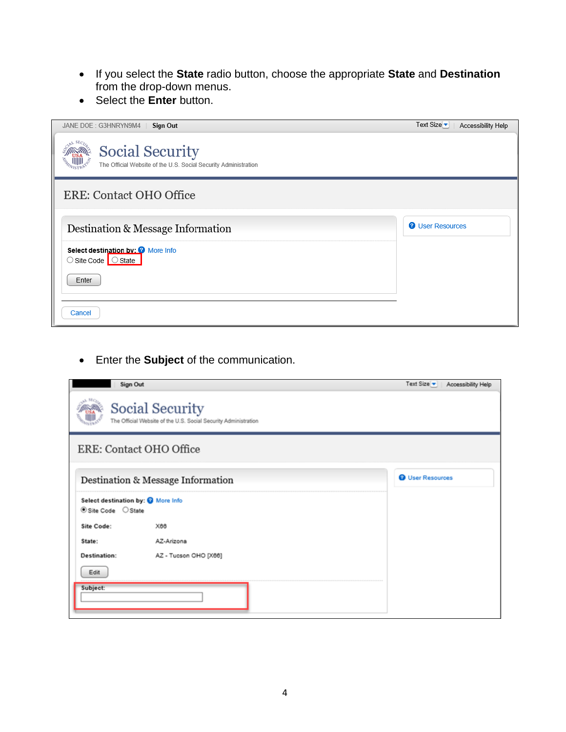- If you select the **State** radio button, choose the appropriate **State** and **Destination** from the drop-down menus.
- Select the **Enter** button.

JANE DOE : G3HNRYN9M4 | Sign Out | Text Size | Accessibility Help

Social Security
The Official Website of the U.S. Social Security Administration

ERE: Contact OHO Office

Destination & Message Information

Select destination by: More Info
Site Code   State

Enter

Cancel

User Resources

- Enter the **Subject** of the communication.

Sign Out | Text Size | Accessibility Help

Social Security
The Official Website of the U.S. Social Security Administration

ERE: Contact OHO Office

Destination & Message Information

Select destination by: More Info
Site Code   State

Site Code: X66

State: AZ-Arizona

Destination: AZ - Tucson OHO [X66]

Edit

Subject:

User Resources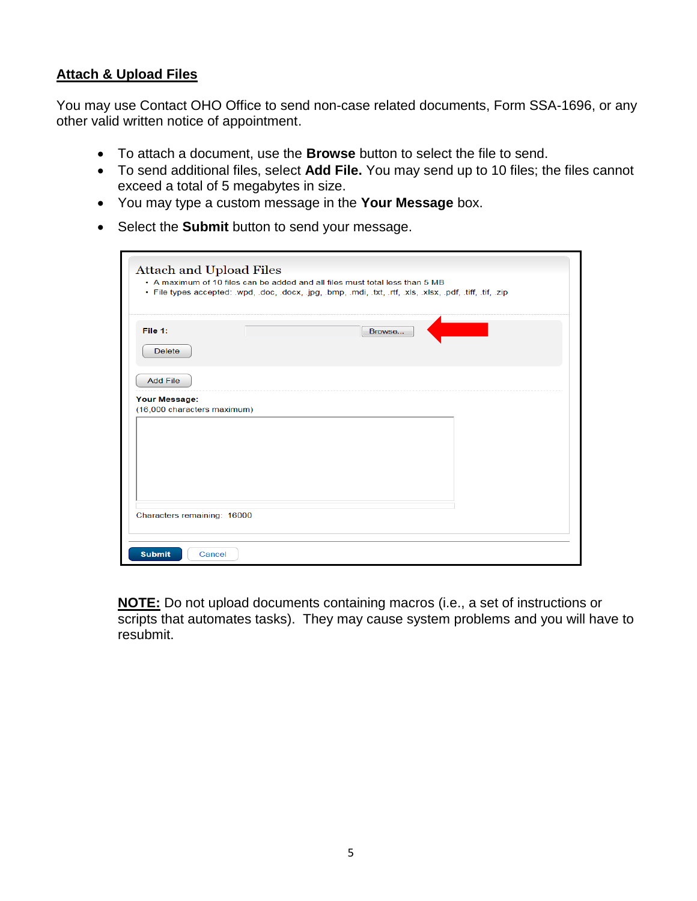## Attach & Upload Files

You may use Contact OHO Office to send non-case related documents, Form SSA-1696, or any other valid written notice of appointment.

- To attach a document, use the **Browse** button to select the file to send.
- To send additional files, select **Add File.** You may send up to 10 files; the files cannot exceed a total of 5 megabytes in size.
- You may type a custom message in the **Your Message** box.
- Select the **Submit** button to send your message.

Attach and Upload Files

- A maximum of 10 files can be added and all files must total less than 5 MB
- File types accepted: .wpd, .doc, .docx, .jpg, .bmp, .mdi, .txt, .rtf, .xls, .xlsx, .pdf, .tiff, .tif, .zip

**File 1:** Browse...

Delete

Add File

**Your Message:**
(16,000 characters maximum)

Characters remaining: 16000

Submit Cancel

**NOTE:** Do not upload documents containing macros (i.e., a set of instructions or scripts that automates tasks). They may cause system problems and you will have to resubmit.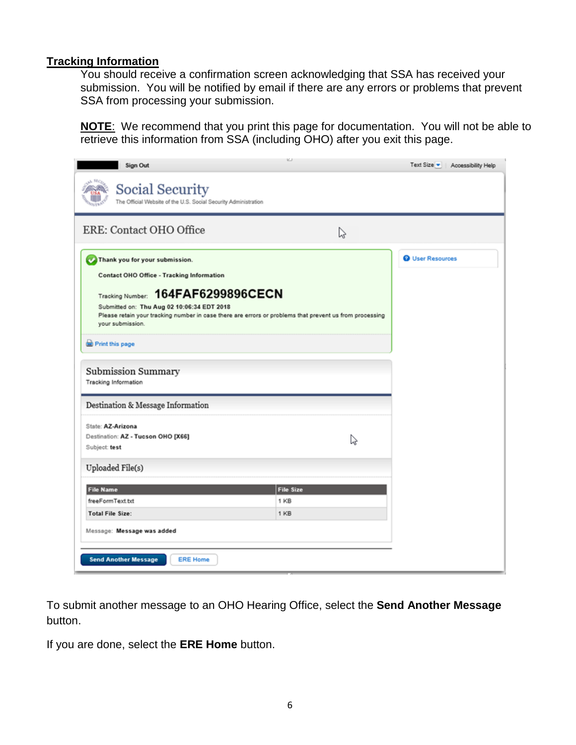**Tracking Information**

You should receive a confirmation screen acknowledging that SSA has received your submission. You will be notified by email if there are any errors or problems that prevent SSA from processing your submission.

**NOTE**: We recommend that you print this page for documentation. You will not be able to retrieve this information from SSA (including OHO) after you exit this page.

Sign Out | Text Size | Accessibility Help

Social Security
The Official Website of the U.S. Social Security Administration

ERE: Contact OHO Office

Thank you for your submission.

Contact OHO Office - Tracking Information

Tracking Number: **164FAF6299896CECN**

Submitted on: **Thu Aug 02 10:06:34 EDT 2018**

Please retain your tracking number in case there are errors or problems that prevent us from processing your submission.

Print this page

User Resources

Submission Summary
Tracking Information

Destination & Message Information

State: **AZ-Arizona**
Destination: **AZ - Tucson OHO [X66]**
Subject: **test**

Uploaded File(s)

| File Name | File Size |
|---|---|
| freeFormText.txt | 1 KB |
| Total File Size: | 1 KB |

Message: **Message was added**

Send Another Message | ERE Home

To submit another message to an OHO Hearing Office, select the **Send Another Message** button.

If you are done, select the **ERE Home** button.